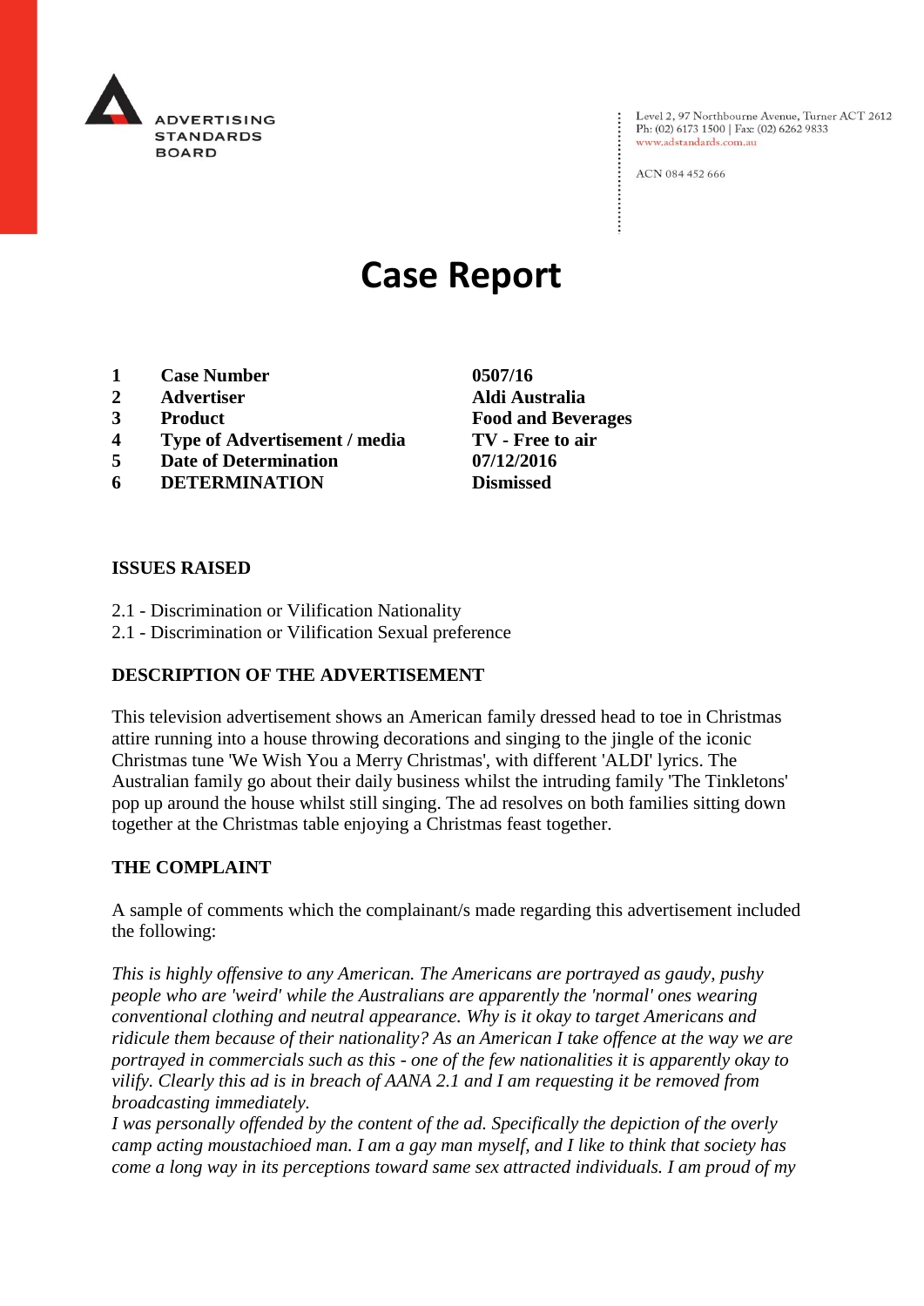ADVERTISING STANDARDS BOARD

Level 2, 97 Northbourne Avenue, Turner ACT 2612
Ph: (02) 6173 1500 | Fax: (02) 6262 9833
www.adstandards.com.au

ACN 084 452 666

# Case Report

| | | |
|---|---|---|
| 1 | **Case Number** | **0507/16** |
| 2 | **Advertiser** | **Aldi Australia** |
| 3 | **Product** | **Food and Beverages** |
| 4 | **Type of Advertisement / media** | **TV - Free to air** |
| 5 | **Date of Determination** | **07/12/2016** |
| 6 | **DETERMINATION** | **Dismissed** |

## ISSUES RAISED

2.1 - Discrimination or Vilification Nationality
2.1 - Discrimination or Vilification Sexual preference

## DESCRIPTION OF THE ADVERTISEMENT

This television advertisement shows an American family dressed head to toe in Christmas attire running into a house throwing decorations and singing to the jingle of the iconic Christmas tune 'We Wish You a Merry Christmas', with different 'ALDI' lyrics. The Australian family go about their daily business whilst the intruding family 'The Tinkletons' pop up around the house whilst still singing. The ad resolves on both families sitting down together at the Christmas table enjoying a Christmas feast together.

## THE COMPLAINT

A sample of comments which the complainant/s made regarding this advertisement included the following:

*This is highly offensive to any American. The Americans are portrayed as gaudy, pushy people who are 'weird' while the Australians are apparently the 'normal' ones wearing conventional clothing and neutral appearance. Why is it okay to target Americans and ridicule them because of their nationality? As an American I take offence at the way we are portrayed in commercials such as this - one of the few nationalities it is apparently okay to vilify. Clearly this ad is in breach of AANA 2.1 and I am requesting it be removed from broadcasting immediately.*

*I was personally offended by the content of the ad. Specifically the depiction of the overly camp acting moustachioed man. I am a gay man myself, and I like to think that society has come a long way in its perceptions toward same sex attracted individuals. I am proud of my*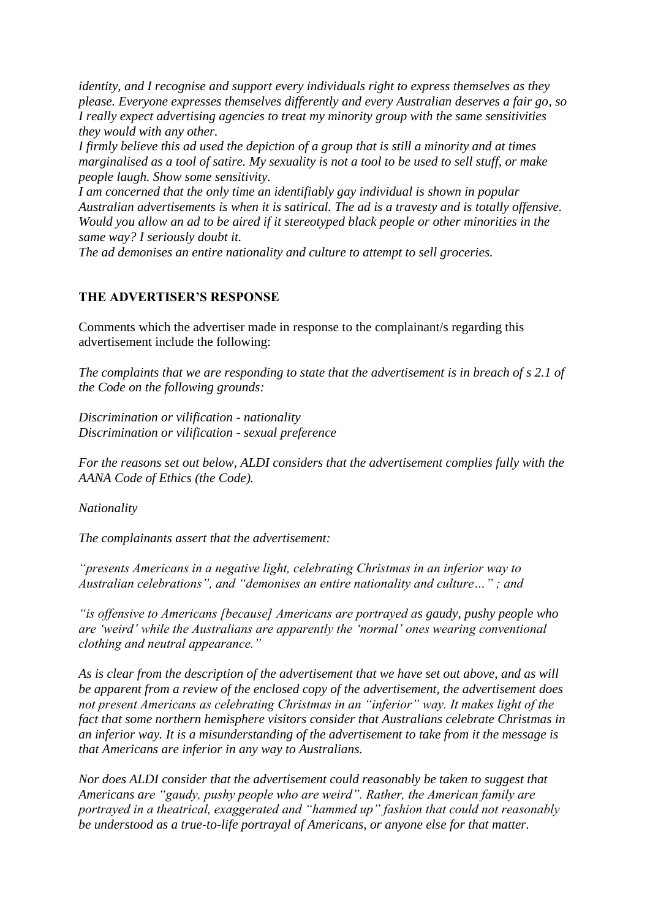*identity, and I recognise and support every individuals right to express themselves as they please. Everyone expresses themselves differently and every Australian deserves a fair go, so I really expect advertising agencies to treat my minority group with the same sensitivities they would with any other.*

*I firmly believe this ad used the depiction of a group that is still a minority and at times marginalised as a tool of satire. My sexuality is not a tool to be used to sell stuff, or make people laugh. Show some sensitivity.*

*I am concerned that the only time an identifiably gay individual is shown in popular Australian advertisements is when it is satirical. The ad is a travesty and is totally offensive. Would you allow an ad to be aired if it stereotyped black people or other minorities in the same way? I seriously doubt it.*

*The ad demonises an entire nationality and culture to attempt to sell groceries.*

## THE ADVERTISER'S RESPONSE

Comments which the advertiser made in response to the complainant/s regarding this advertisement include the following:

*The complaints that we are responding to state that the advertisement is in breach of s 2.1 of the Code on the following grounds:*

*Discrimination or vilification - nationality*
*Discrimination or vilification - sexual preference*

*For the reasons set out below, ALDI considers that the advertisement complies fully with the AANA Code of Ethics (the Code).*

*Nationality*

*The complainants assert that the advertisement:*

*"presents Americans in a negative light, celebrating Christmas in an inferior way to Australian celebrations", and "demonises an entire nationality and culture…" ; and*

*"is offensive to Americans [because] Americans are portrayed as gaudy, pushy people who are 'weird' while the Australians are apparently the 'normal' ones wearing conventional clothing and neutral appearance."*

*As is clear from the description of the advertisement that we have set out above, and as will be apparent from a review of the enclosed copy of the advertisement, the advertisement does not present Americans as celebrating Christmas in an "inferior" way. It makes light of the fact that some northern hemisphere visitors consider that Australians celebrate Christmas in an inferior way. It is a misunderstanding of the advertisement to take from it the message is that Americans are inferior in any way to Australians.*

*Nor does ALDI consider that the advertisement could reasonably be taken to suggest that Americans are "gaudy, pushy people who are weird". Rather, the American family are portrayed in a theatrical, exaggerated and "hammed up" fashion that could not reasonably be understood as a true-to-life portrayal of Americans, or anyone else for that matter.*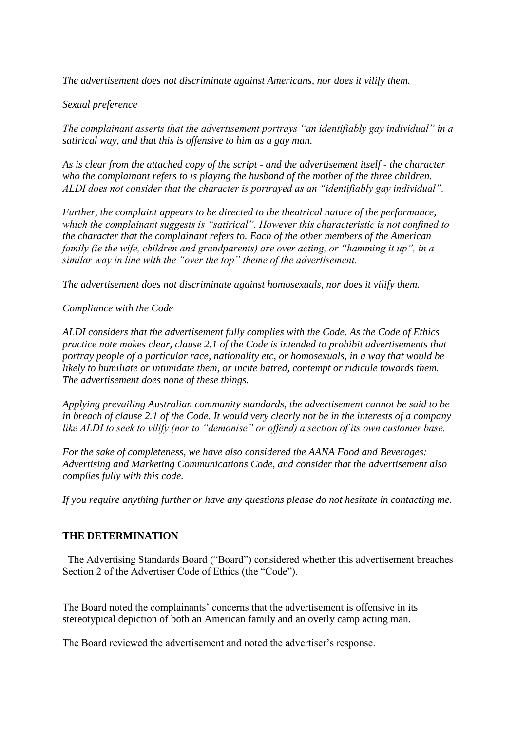*The advertisement does not discriminate against Americans, nor does it vilify them.*

*Sexual preference*

*The complainant asserts that the advertisement portrays "an identifiably gay individual" in a satirical way, and that this is offensive to him as a gay man.*

*As is clear from the attached copy of the script - and the advertisement itself - the character who the complainant refers to is playing the husband of the mother of the three children. ALDI does not consider that the character is portrayed as an "identifiably gay individual".*

*Further, the complaint appears to be directed to the theatrical nature of the performance, which the complainant suggests is "satirical". However this characteristic is not confined to the character that the complainant refers to. Each of the other members of the American family (ie the wife, children and grandparents) are over acting, or "hamming it up", in a similar way in line with the "over the top" theme of the advertisement.*

*The advertisement does not discriminate against homosexuals, nor does it vilify them.*

*Compliance with the Code*

*ALDI considers that the advertisement fully complies with the Code. As the Code of Ethics practice note makes clear, clause 2.1 of the Code is intended to prohibit advertisements that portray people of a particular race, nationality etc, or homosexuals, in a way that would be likely to humiliate or intimidate them, or incite hatred, contempt or ridicule towards them. The advertisement does none of these things.*

*Applying prevailing Australian community standards, the advertisement cannot be said to be in breach of clause 2.1 of the Code. It would very clearly not be in the interests of a company like ALDI to seek to vilify (nor to "demonise" or offend) a section of its own customer base.*

*For the sake of completeness, we have also considered the AANA Food and Beverages: Advertising and Marketing Communications Code, and consider that the advertisement also complies fully with this code.*

*If you require anything further or have any questions please do not hesitate in contacting me.*

## THE DETERMINATION

The Advertising Standards Board ("Board") considered whether this advertisement breaches Section 2 of the Advertiser Code of Ethics (the "Code").

The Board noted the complainants' concerns that the advertisement is offensive in its stereotypical depiction of both an American family and an overly camp acting man.

The Board reviewed the advertisement and noted the advertiser's response.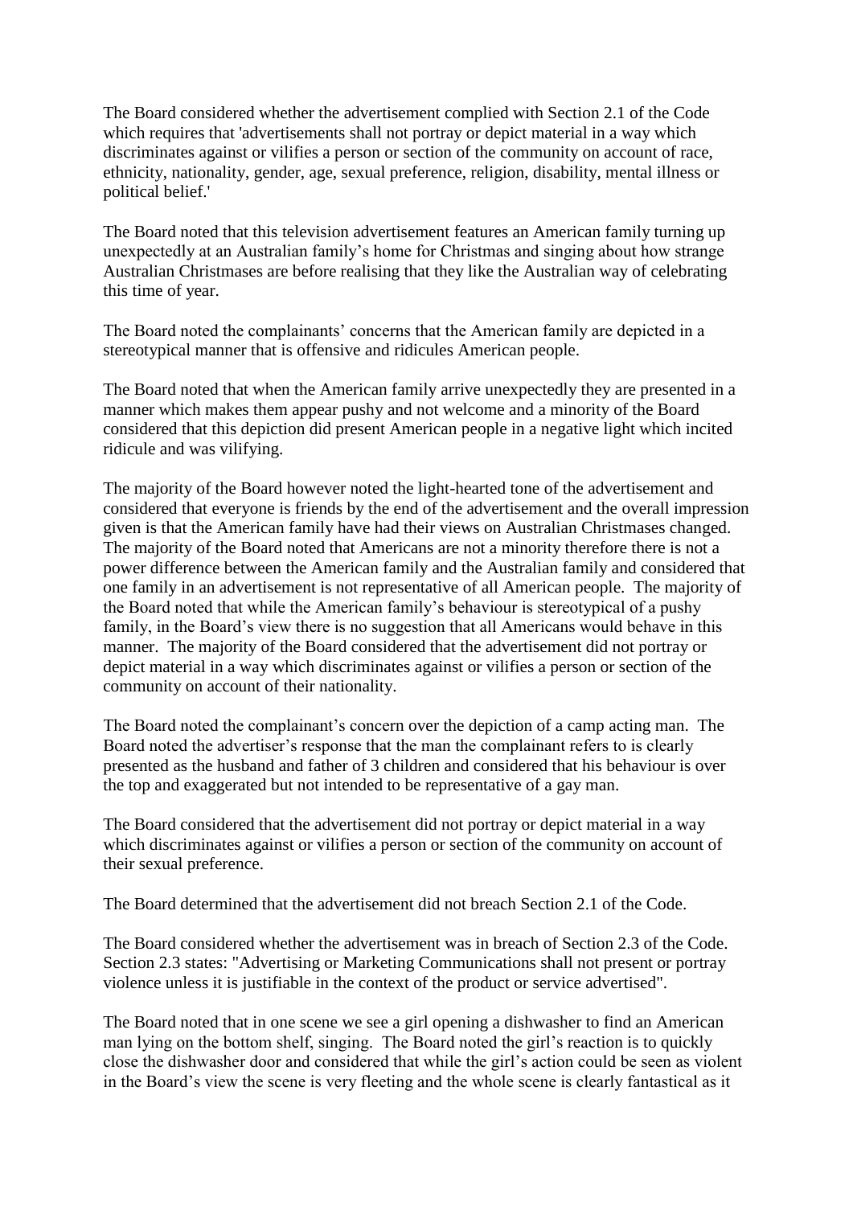The Board considered whether the advertisement complied with Section 2.1 of the Code which requires that 'advertisements shall not portray or depict material in a way which discriminates against or vilifies a person or section of the community on account of race, ethnicity, nationality, gender, age, sexual preference, religion, disability, mental illness or political belief.'

The Board noted that this television advertisement features an American family turning up unexpectedly at an Australian family's home for Christmas and singing about how strange Australian Christmases are before realising that they like the Australian way of celebrating this time of year.

The Board noted the complainants' concerns that the American family are depicted in a stereotypical manner that is offensive and ridicules American people.

The Board noted that when the American family arrive unexpectedly they are presented in a manner which makes them appear pushy and not welcome and a minority of the Board considered that this depiction did present American people in a negative light which incited ridicule and was vilifying.

The majority of the Board however noted the light-hearted tone of the advertisement and considered that everyone is friends by the end of the advertisement and the overall impression given is that the American family have had their views on Australian Christmases changed. The majority of the Board noted that Americans are not a minority therefore there is not a power difference between the American family and the Australian family and considered that one family in an advertisement is not representative of all American people. The majority of the Board noted that while the American family's behaviour is stereotypical of a pushy family, in the Board's view there is no suggestion that all Americans would behave in this manner. The majority of the Board considered that the advertisement did not portray or depict material in a way which discriminates against or vilifies a person or section of the community on account of their nationality.

The Board noted the complainant's concern over the depiction of a camp acting man. The Board noted the advertiser's response that the man the complainant refers to is clearly presented as the husband and father of 3 children and considered that his behaviour is over the top and exaggerated but not intended to be representative of a gay man.

The Board considered that the advertisement did not portray or depict material in a way which discriminates against or vilifies a person or section of the community on account of their sexual preference.

The Board determined that the advertisement did not breach Section 2.1 of the Code.

The Board considered whether the advertisement was in breach of Section 2.3 of the Code. Section 2.3 states: "Advertising or Marketing Communications shall not present or portray violence unless it is justifiable in the context of the product or service advertised".

The Board noted that in one scene we see a girl opening a dishwasher to find an American man lying on the bottom shelf, singing. The Board noted the girl's reaction is to quickly close the dishwasher door and considered that while the girl's action could be seen as violent in the Board's view the scene is very fleeting and the whole scene is clearly fantastical as it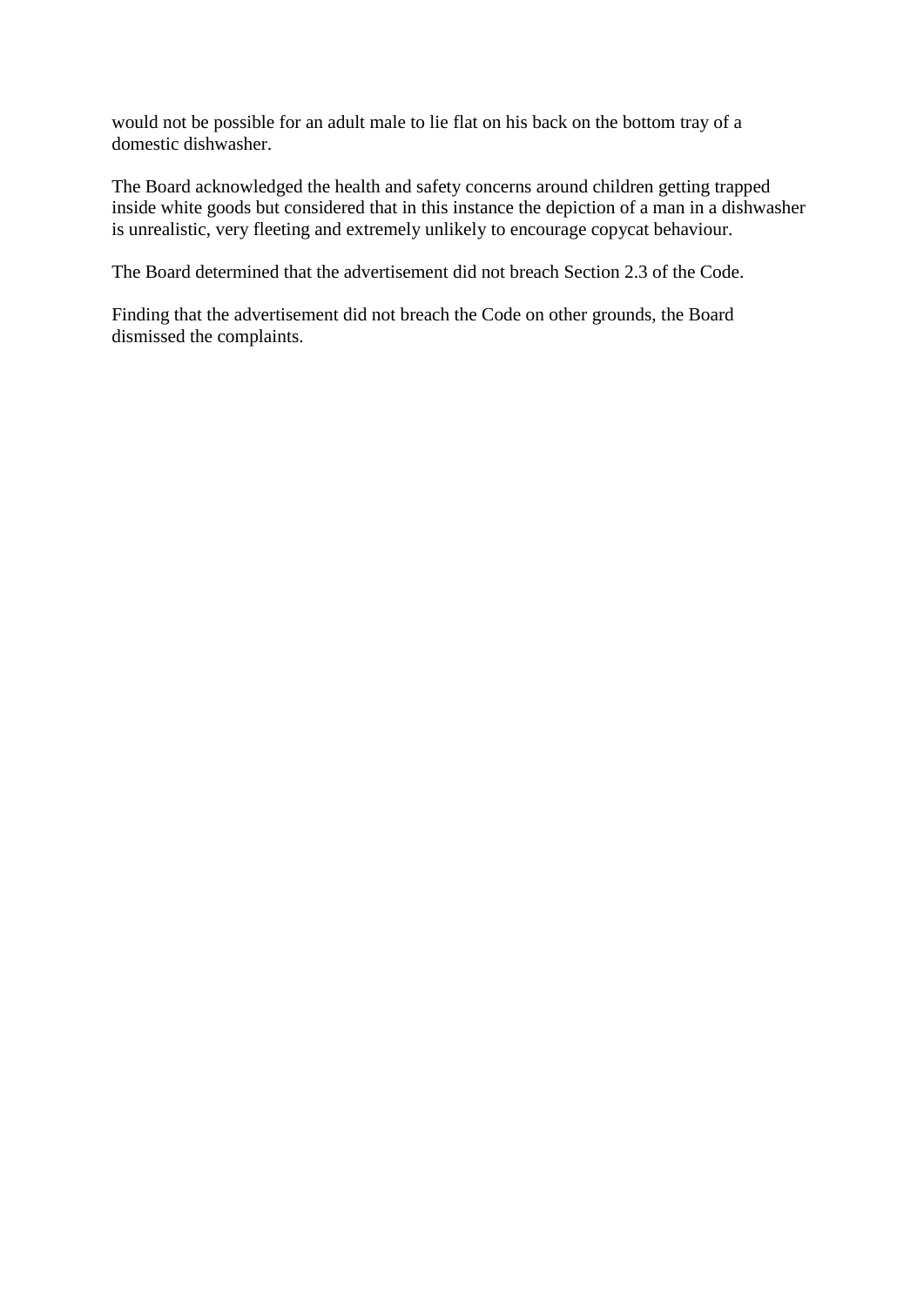would not be possible for an adult male to lie flat on his back on the bottom tray of a domestic dishwasher.

The Board acknowledged the health and safety concerns around children getting trapped inside white goods but considered that in this instance the depiction of a man in a dishwasher is unrealistic, very fleeting and extremely unlikely to encourage copycat behaviour.

The Board determined that the advertisement did not breach Section 2.3 of the Code.

Finding that the advertisement did not breach the Code on other grounds, the Board dismissed the complaints.